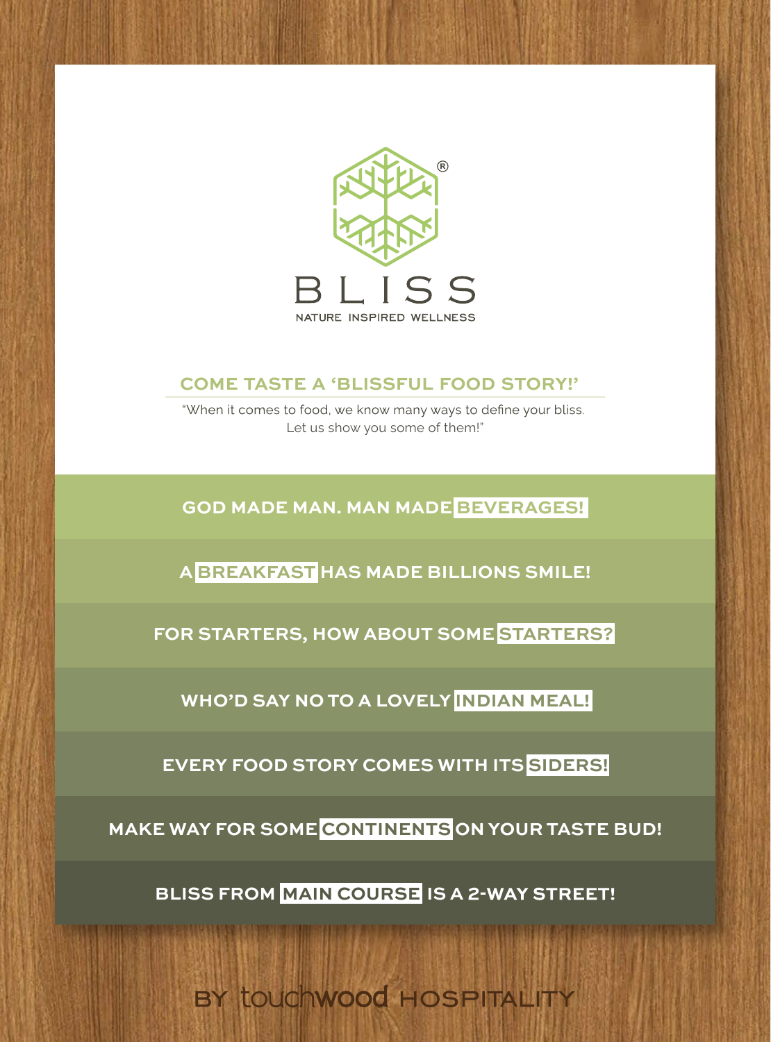# BLISS

NATURE INSPIRED WELLNESS

## COME TASTE A 'BLISSFUL FOOD STORY!'

"When it comes to food, we know many ways to define your bliss.
Let us show you some of them!"

**GOD MADE MAN. MAN MADE BEVERAGES!**

**A BREAKFAST HAS MADE BILLIONS SMILE!**

**FOR STARTERS, HOW ABOUT SOME STARTERS?**

**WHO'D SAY NO TO A LOVELY INDIAN MEAL!**

**EVERY FOOD STORY COMES WITH ITS SIDERS!**

**MAKE WAY FOR SOME CONTINENTS ON YOUR TASTE BUD!**

**BLISS FROM MAIN COURSE IS A 2-WAY STREET!**

BY touchwood HOSPITALITY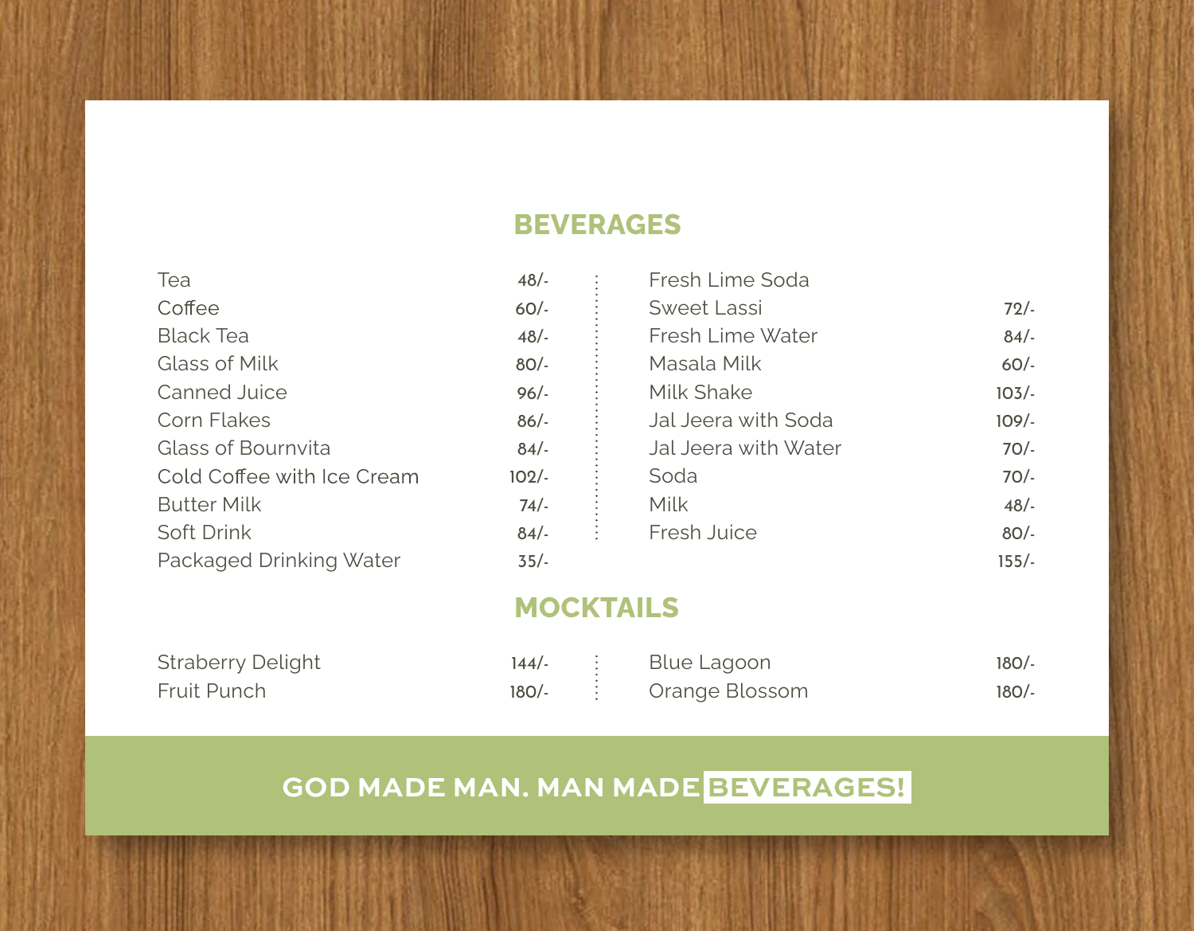## BEVERAGES

| Item | Price |
|---|---|
| Tea | 48/- |
| Coffee | 60/- |
| Black Tea | 48/- |
| Glass of Milk | 80/- |
| Canned Juice | 96/- |
| Corn Flakes | 86/- |
| Glass of Bournvita | 84/- |
| Cold Coffee with Ice Cream | 102/- |
| Butter Milk | 74/- |
| Soft Drink | 84/- |
| Packaged Drinking Water | 35/- |

| Item | Price |
|---|---|
| Fresh Lime Soda | |
| Sweet Lassi | 72/- |
| Fresh Lime Water | 84/- |
| Masala Milk | 60/- |
| Milk Shake | 103/- |
| Jal Jeera with Soda | 109/- |
| Jal Jeera with Water | 70/- |
| Soda | 70/- |
| Milk | 48/- |
| Fresh Juice | 80/- |
| | 155/- |

## MOCKTAILS

| Item | Price |
|---|---|
| Straberry Delight | 144/- |
| Fruit Punch | 180/- |
| Blue Lagoon | 180/- |
| Orange Blossom | 180/- |

**GOD MADE MAN. MAN MADE BEVERAGES!**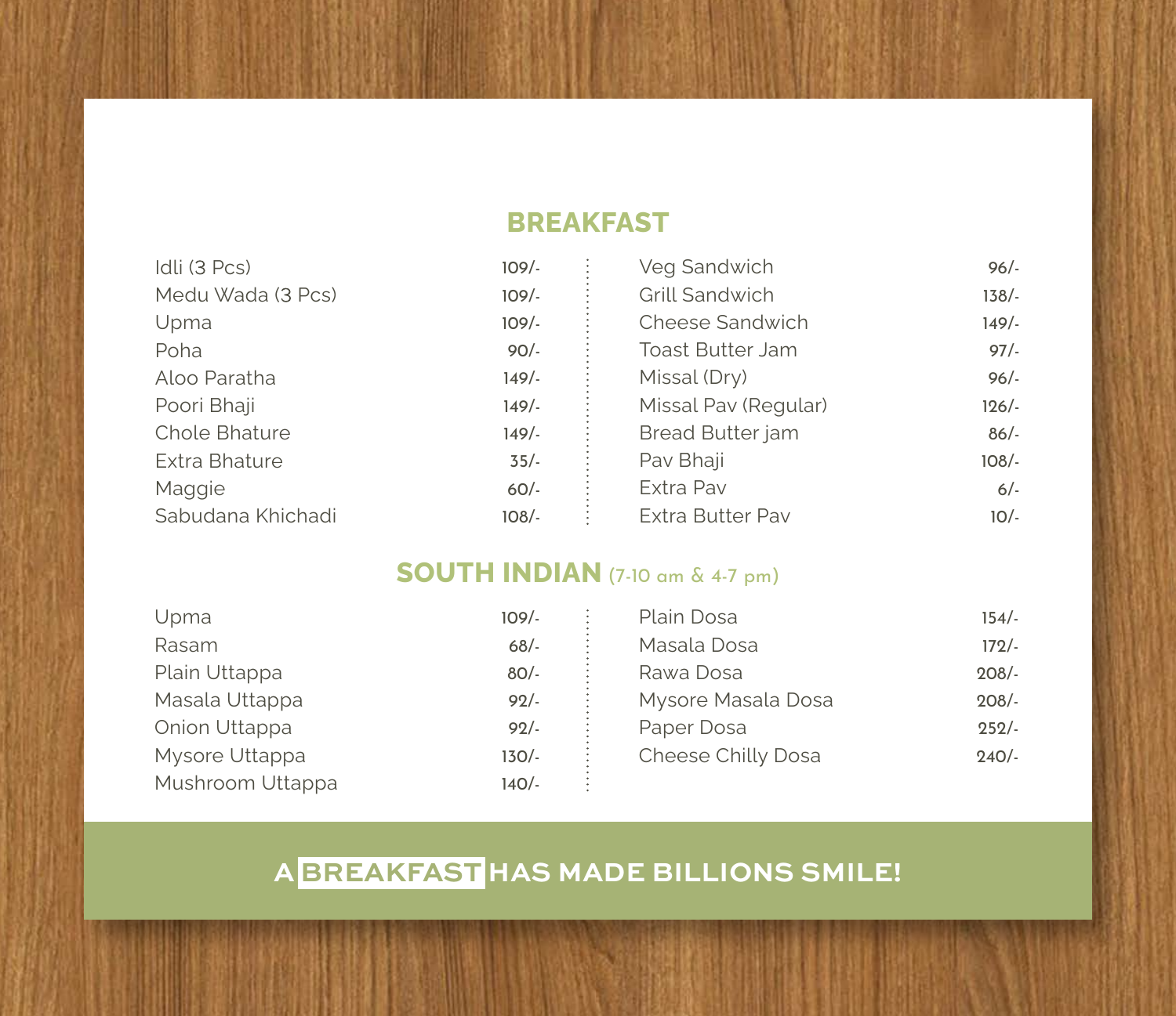## BREAKFAST

| Item | Price |
|---|---|
| Idli (3 Pcs) | 109/- |
| Medu Wada (3 Pcs) | 109/- |
| Upma | 109/- |
| Poha | 90/- |
| Aloo Paratha | 149/- |
| Poori Bhaji | 149/- |
| Chole Bhature | 149/- |
| Extra Bhature | 35/- |
| Maggie | 60/- |
| Sabudana Khichadi | 108/- |
| Veg Sandwich | 96/- |
| Grill Sandwich | 138/- |
| Cheese Sandwich | 149/- |
| Toast Butter Jam | 97/- |
| Missal (Dry) | 96/- |
| Missal Pav (Regular) | 126/- |
| Bread Butter jam | 86/- |
| Pav Bhaji | 108/- |
| Extra Pav | 6/- |
| Extra Butter Pav | 10/- |

## SOUTH INDIAN (7-10 am & 4-7 pm)

| Item | Price |
|---|---|
| Upma | 109/- |
| Rasam | 68/- |
| Plain Uttappa | 80/- |
| Masala Uttappa | 92/- |
| Onion Uttappa | 92/- |
| Mysore Uttappa | 130/- |
| Mushroom Uttappa | 140/- |
| Plain Dosa | 154/- |
| Masala Dosa | 172/- |
| Rawa Dosa | 208/- |
| Mysore Masala Dosa | 208/- |
| Paper Dosa | 252/- |
| Cheese Chilly Dosa | 240/- |

**A BREAKFAST HAS MADE BILLIONS SMILE!**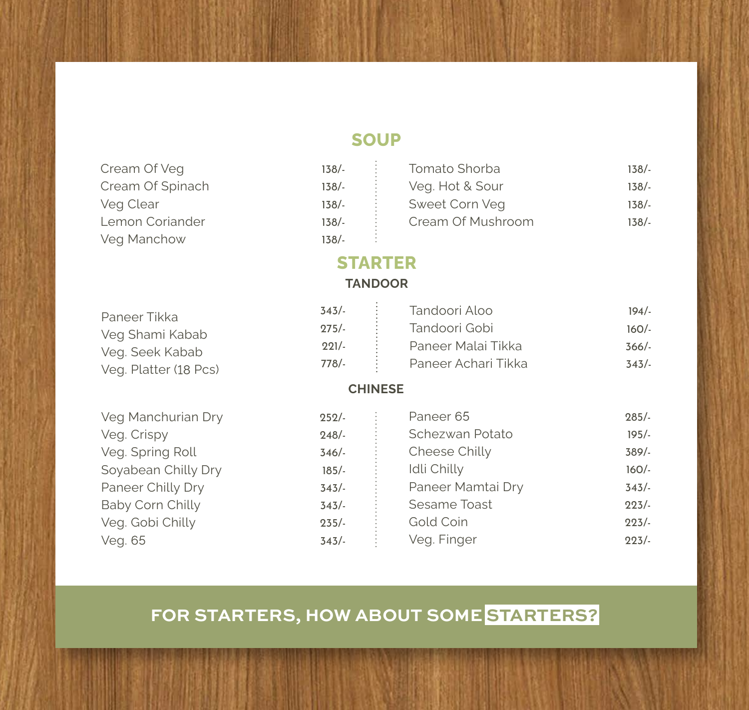# SOUP

| Item | Price |
| --- | --- |
| Cream Of Veg | 138/- |
| Cream Of Spinach | 138/- |
| Veg Clear | 138/- |
| Lemon Coriander | 138/- |
| Veg Manchow | 138/- |
| Tomato Shorba | 138/- |
| Veg. Hot & Sour | 138/- |
| Sweet Corn Veg | 138/- |
| Cream Of Mushroom | 138/- |

# STARTER

## TANDOOR

| Item | Price |
| --- | --- |
| Paneer Tikka | 343/- |
| Veg Shami Kabab | 275/- |
| Veg. Seek Kabab | 221/- |
| Veg. Platter (18 Pcs) | 778/- |
| Tandoori Aloo | 194/- |
| Tandoori Gobi | 160/- |
| Paneer Malai Tikka | 366/- |
| Paneer Achari Tikka | 343/- |

## CHINESE

| Item | Price |
| --- | --- |
| Veg Manchurian Dry | 252/- |
| Veg. Crispy | 248/- |
| Veg. Spring Roll | 346/- |
| Soyabean Chilly Dry | 185/- |
| Paneer Chilly Dry | 343/- |
| Baby Corn Chilly | 343/- |
| Veg. Gobi Chilly | 235/- |
| Veg. 65 | 343/- |
| Paneer 65 | 285/- |
| Schezwan Potato | 195/- |
| Cheese Chilly | 389/- |
| Idli Chilly | 160/- |
| Paneer Mamtai Dry | 343/- |
| Sesame Toast | 223/- |
| Gold Coin | 223/- |
| Veg. Finger | 223/- |

**FOR STARTERS, HOW ABOUT SOME STARTERS?**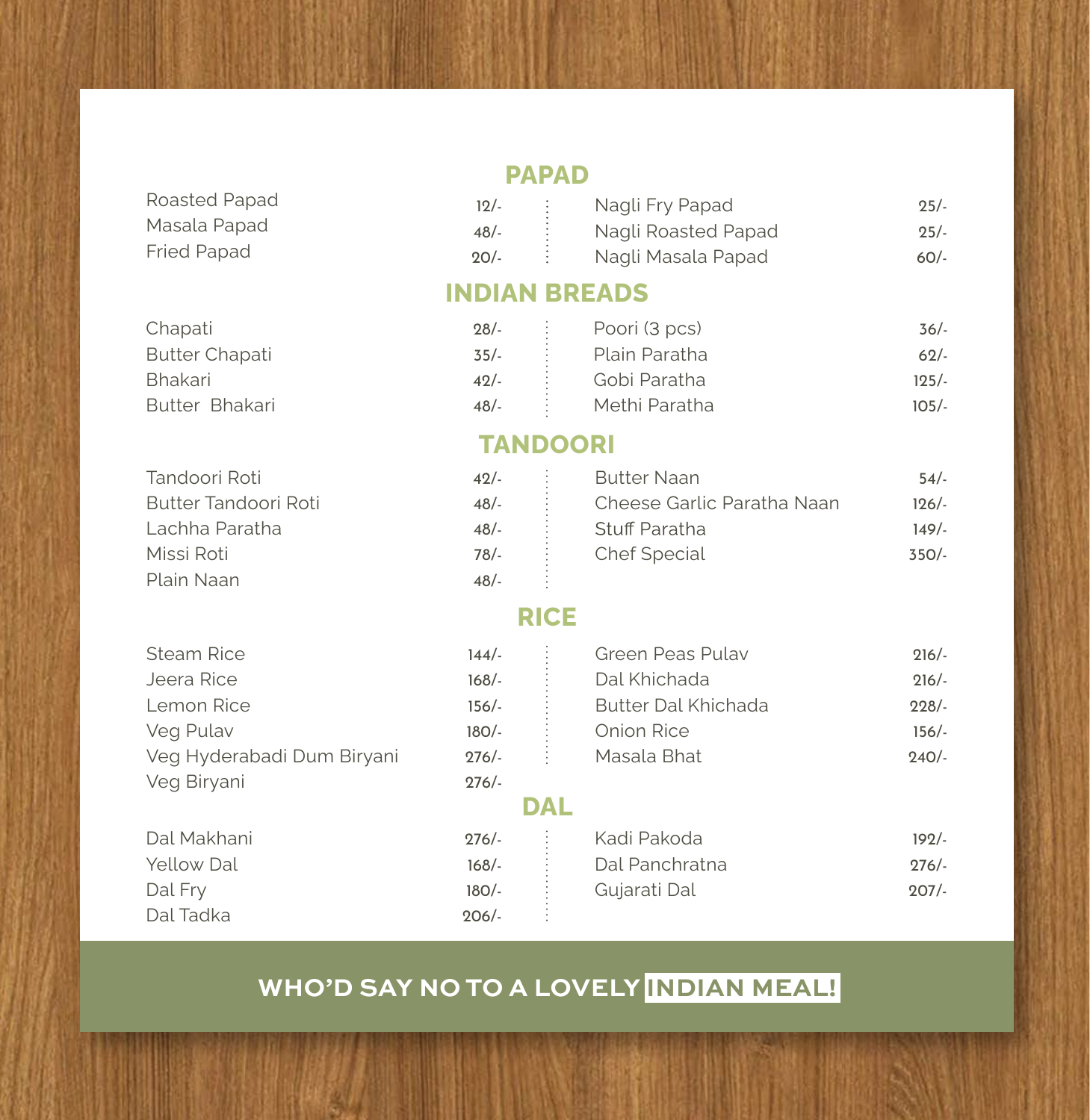## PAPAD

| Item | Price |
| --- | --- |
| Roasted Papad | 12/- |
| Masala Papad | 48/- |
| Fried Papad | 20/- |
| Nagli Fry Papad | 25/- |
| Nagli Roasted Papad | 25/- |
| Nagli Masala Papad | 60/- |

## INDIAN BREADS

| Item | Price |
| --- | --- |
| Chapati | 28/- |
| Butter Chapati | 35/- |
| Bhakari | 42/- |
| Butter Bhakari | 48/- |
| Poori (3 pcs) | 36/- |
| Plain Paratha | 62/- |
| Gobi Paratha | 125/- |
| Methi Paratha | 105/- |

## TANDOORI

| Item | Price |
| --- | --- |
| Tandoori Roti | 42/- |
| Butter Tandoori Roti | 48/- |
| Lachha Paratha | 48/- |
| Missi Roti | 78/- |
| Plain Naan | 48/- |
| Butter Naan | 54/- |
| Cheese Garlic Paratha Naan | 126/- |
| Stuff Paratha | 149/- |
| Chef Special | 350/- |

## RICE

| Item | Price |
| --- | --- |
| Steam Rice | 144/- |
| Jeera Rice | 168/- |
| Lemon Rice | 156/- |
| Veg Pulav | 180/- |
| Veg Hyderabadi Dum Biryani | 276/- |
| Veg Biryani | 276/- |
| Green Peas Pulav | 216/- |
| Dal Khichada | 216/- |
| Butter Dal Khichada | 228/- |
| Onion Rice | 156/- |
| Masala Bhat | 240/- |

## DAL

| Item | Price |
| --- | --- |
| Dal Makhani | 276/- |
| Yellow Dal | 168/- |
| Dal Fry | 180/- |
| Dal Tadka | 206/- |
| Kadi Pakoda | 192/- |
| Dal Panchratna | 276/- |
| Gujarati Dal | 207/- |

**WHO'D SAY NO TO A LOVELY INDIAN MEAL!**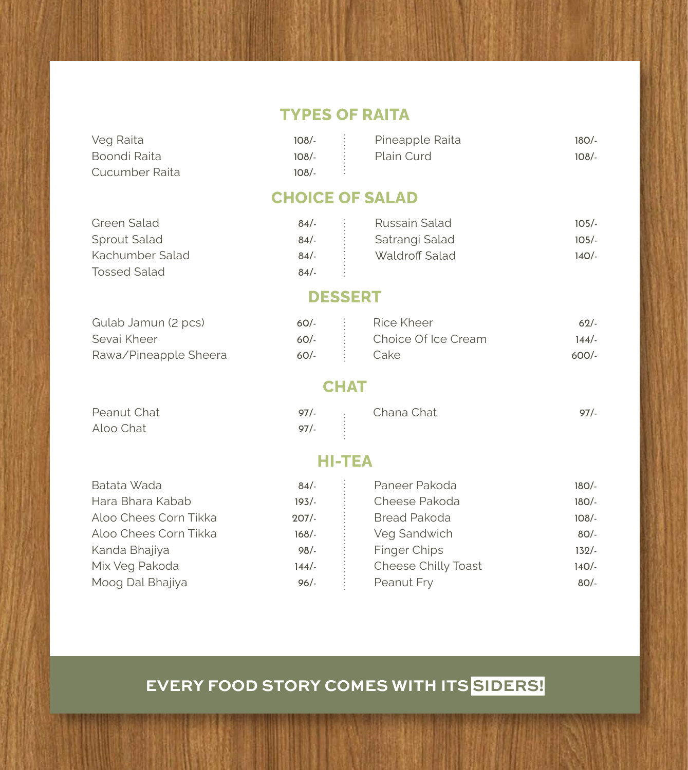## TYPES OF RAITA

| Item | Price |
|---|---|
| Veg Raita | 108/- |
| Boondi Raita | 108/- |
| Cucumber Raita | 108/- |
| Pineapple Raita | 180/- |
| Plain Curd | 108/- |

## CHOICE OF SALAD

| Item | Price |
|---|---|
| Green Salad | 84/- |
| Sprout Salad | 84/- |
| Kachumber Salad | 84/- |
| Tossed Salad | 84/- |
| Russain Salad | 105/- |
| Satrangi Salad | 105/- |
| Waldroff Salad | 140/- |

## DESSERT

| Item | Price |
|---|---|
| Gulab Jamun (2 pcs) | 60/- |
| Sevai Kheer | 60/- |
| Rawa/Pineapple Sheera | 60/- |
| Rice Kheer | 62/- |
| Choice Of Ice Cream | 144/- |
| Cake | 600/- |

## CHAT

| Item | Price |
|---|---|
| Peanut Chat | 97/- |
| Aloo Chat | 97/- |
| Chana Chat | 97/- |

## HI-TEA

| Item | Price |
|---|---|
| Batata Wada | 84/- |
| Hara Bhara Kabab | 193/- |
| Aloo Chees Corn Tikka | 207/- |
| Aloo Chees Corn Tikka | 168/- |
| Kanda Bhajiya | 98/- |
| Mix Veg Pakoda | 144/- |
| Moog Dal Bhajiya | 96/- |
| Paneer Pakoda | 180/- |
| Cheese Pakoda | 180/- |
| Bread Pakoda | 108/- |
| Veg Sandwich | 80/- |
| Finger Chips | 132/- |
| Cheese Chilly Toast | 140/- |
| Peanut Fry | 80/- |

**EVERY FOOD STORY COMES WITH ITS SIDERS!**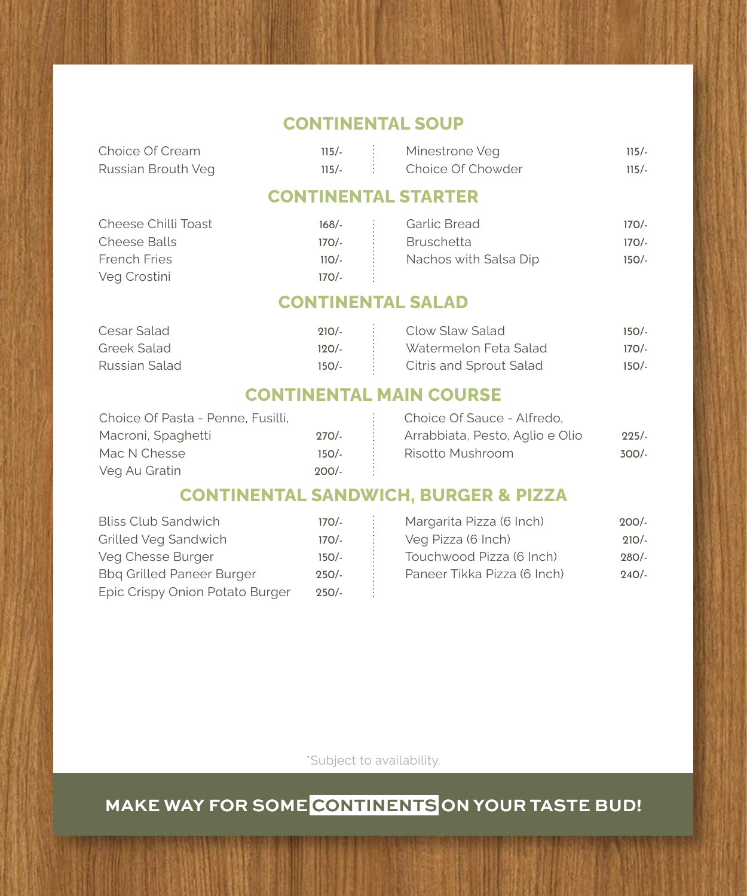## CONTINENTAL SOUP

| Item | Price |
|---|---|
| Choice Of Cream | 115/- |
| Russian Brouth Veg | 115/- |
| Minestrone Veg | 115/- |
| Choice Of Chowder | 115/- |

## CONTINENTAL STARTER

| Item | Price |
|---|---|
| Cheese Chilli Toast | 168/- |
| Cheese Balls | 170/- |
| French Fries | 110/- |
| Veg Crostini | 170/- |
| Garlic Bread | 170/- |
| Bruschetta | 170/- |
| Nachos with Salsa Dip | 150/- |

## CONTINENTAL SALAD

| Item | Price |
|---|---|
| Cesar Salad | 210/- |
| Greek Salad | 120/- |
| Russian Salad | 150/- |
| Clow Slaw Salad | 150/- |
| Watermelon Feta Salad | 170/- |
| Citris and Sprout Salad | 150/- |

## CONTINENTAL MAIN COURSE

| Item | Price |
|---|---|
| Choice Of Pasta - Penne, Fusilli, Macroni, Spaghetti | 270/- |
| Mac N Chesse | 150/- |
| Veg Au Gratin | 200/- |
| Choice Of Sauce - Alfredo, Arrabbiata, Pesto, Aglio e Olio | 225/- |
| Risotto Mushroom | 300/- |

## CONTINENTAL SANDWICH, BURGER & PIZZA

| Item | Price |
|---|---|
| Bliss Club Sandwich | 170/- |
| Grilled Veg Sandwich | 170/- |
| Veg Chesse Burger | 150/- |
| Bbq Grilled Paneer Burger | 250/- |
| Epic Crispy Onion Potato Burger | 250/- |
| Margarita Pizza (6 Inch) | 200/- |
| Veg Pizza (6 Inch) | 210/- |
| Touchwood Pizza (6 Inch) | 280/- |
| Paneer Tikka Pizza (6 Inch) | 240/- |

*Subject to availability.

**MAKE WAY FOR SOME CONTINENTS ON YOUR TASTE BUD!**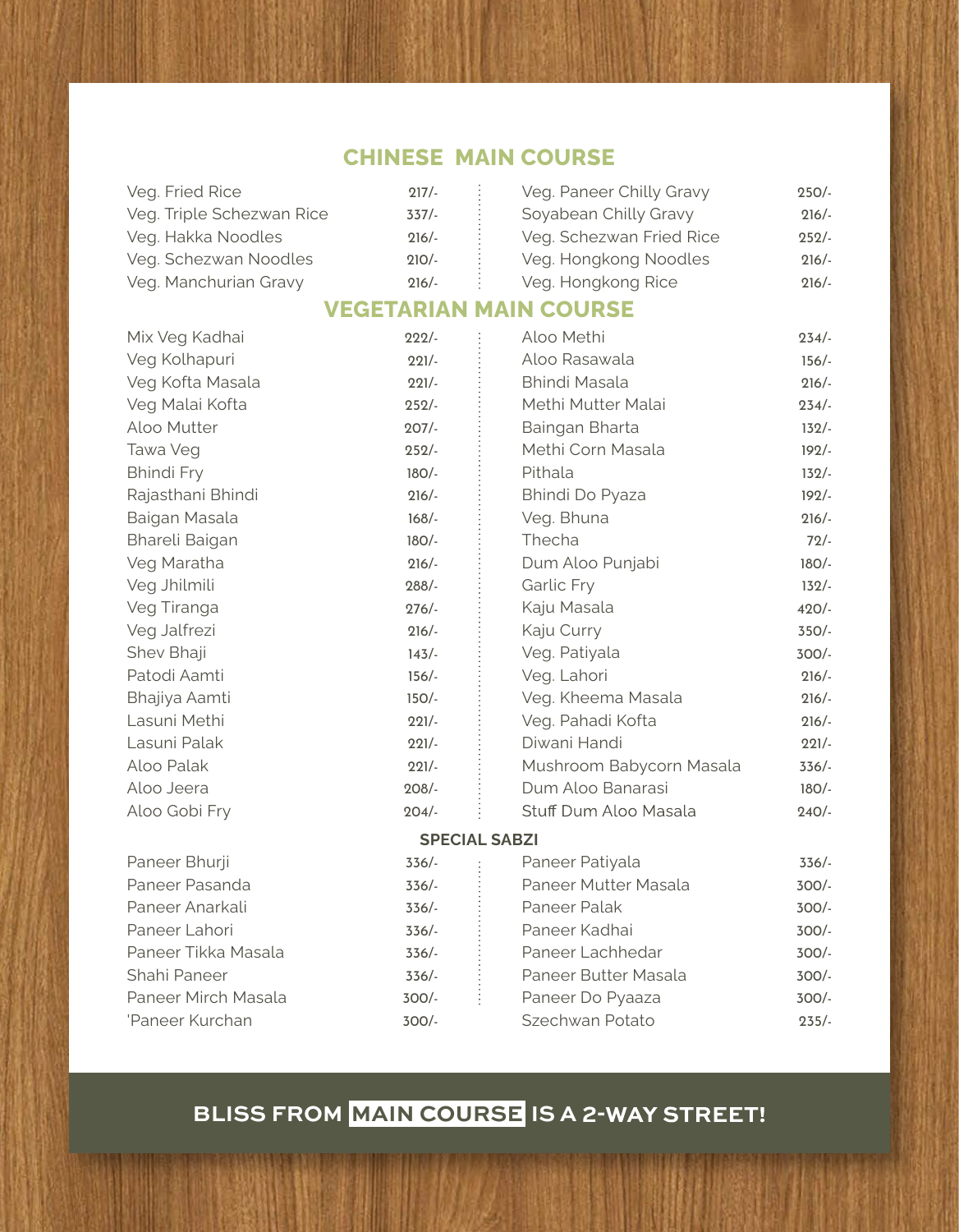## CHINESE MAIN COURSE

| Item | Price | Item | Price |
|---|---|---|---|
| Veg. Fried Rice | 217/- | Veg. Paneer Chilly Gravy | 250/- |
| Veg. Triple Schezwan Rice | 337/- | Soyabean Chilly Gravy | 216/- |
| Veg. Hakka Noodles | 216/- | Veg. Schezwan Fried Rice | 252/- |
| Veg. Schezwan Noodles | 210/- | Veg. Hongkong Noodles | 216/- |
| Veg. Manchurian Gravy | 216/- | Veg. Hongkong Rice | 216/- |

## VEGETARIAN MAIN COURSE

| Item | Price | Item | Price |
|---|---|---|---|
| Mix Veg Kadhai | 222/- | Aloo Methi | 234/- |
| Veg Kolhapuri | 221/- | Aloo Rasawala | 156/- |
| Veg Kofta Masala | 221/- | Bhindi Masala | 216/- |
| Veg Malai Kofta | 252/- | Methi Mutter Malai | 234/- |
| Aloo Mutter | 207/- | Baingan Bharta | 132/- |
| Tawa Veg | 252/- | Methi Corn Masala | 192/- |
| Bhindi Fry | 180/- | Pithala | 132/- |
| Rajasthani Bhindi | 216/- | Bhindi Do Pyaza | 192/- |
| Baigan Masala | 168/- | Veg. Bhuna | 216/- |
| Bhareli Baigan | 180/- | Thecha | 72/- |
| Veg Maratha | 216/- | Dum Aloo Punjabi | 180/- |
| Veg Jhilmili | 288/- | Garlic Fry | 132/- |
| Veg Tiranga | 276/- | Kaju Masala | 420/- |
| Veg Jalfrezi | 216/- | Kaju Curry | 350/- |
| Shev Bhaji | 143/- | Veg. Patiyala | 300/- |
| Patodi Aamti | 156/- | Veg. Lahori | 216/- |
| Bhajiya Aamti | 150/- | Veg. Kheema Masala | 216/- |
| Lasuni Methi | 221/- | Veg. Pahadi Kofta | 216/- |
| Lasuni Palak | 221/- | Diwani Handi | 221/- |
| Aloo Palak | 221/- | Mushroom Babycorn Masala | 336/- |
| Aloo Jeera | 208/- | Dum Aloo Banarasi | 180/- |
| Aloo Gobi Fry | 204/- | Stuff Dum Aloo Masala | 240/- |

### SPECIAL SABZI

| Item | Price | Item | Price |
|---|---|---|---|
| Paneer Bhurji | 336/- | Paneer Patiyala | 336/- |
| Paneer Pasanda | 336/- | Paneer Mutter Masala | 300/- |
| Paneer Anarkali | 336/- | Paneer Palak | 300/- |
| Paneer Lahori | 336/- | Paneer Kadhai | 300/- |
| Paneer Tikka Masala | 336/- | Paneer Lachhedar | 300/- |
| Shahi Paneer | 336/- | Paneer Butter Masala | 300/- |
| Paneer Mirch Masala | 300/- | Paneer Do Pyaaza | 300/- |
| 'Paneer Kurchan | 300/- | Szechwan Potato | 235/- |

**BLISS FROM MAIN COURSE IS A 2-WAY STREET!**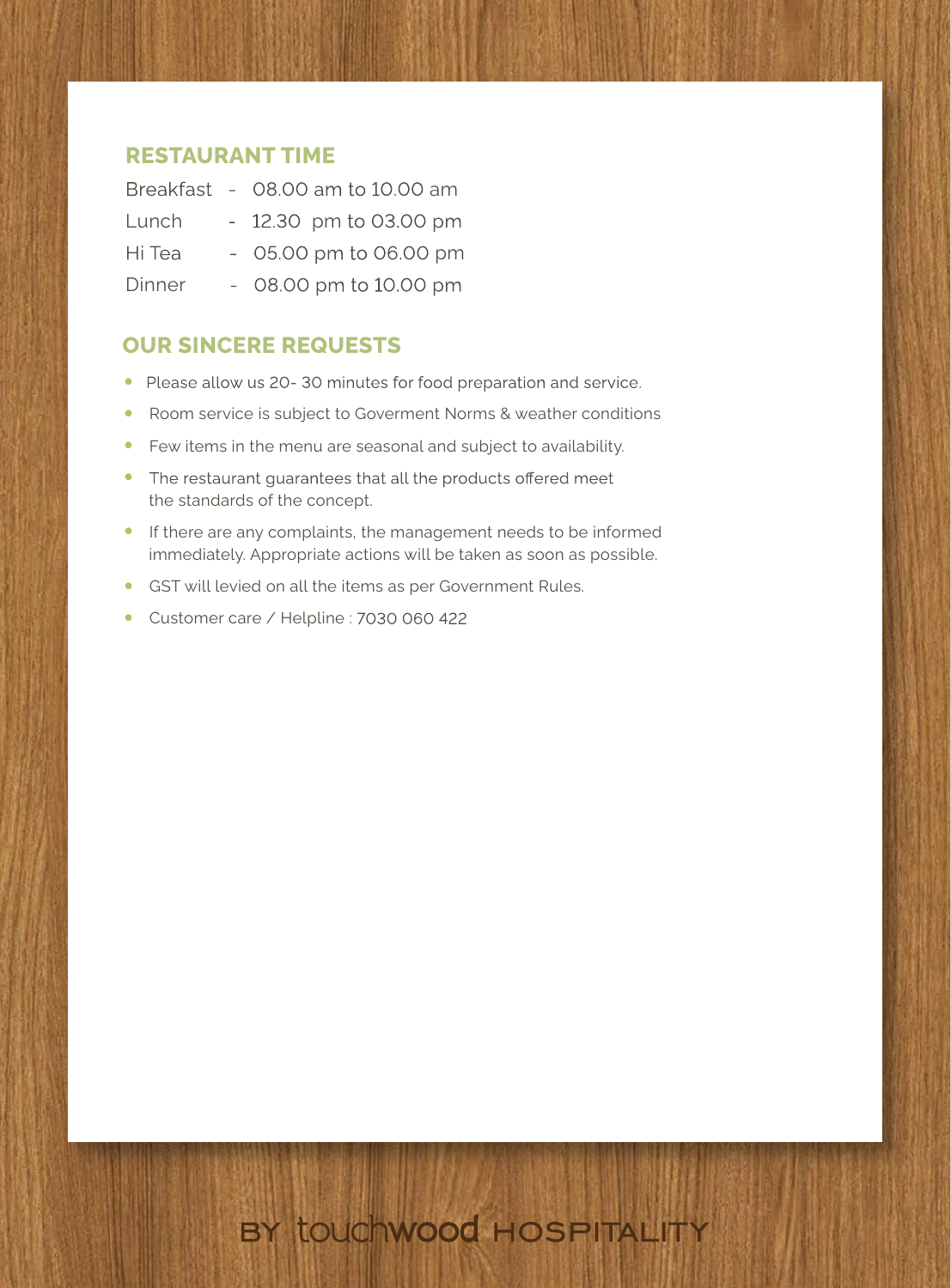## RESTAURANT TIME

Breakfast - 08.00 am to 10.00 am

Lunch - 12.30 pm to 03.00 pm

Hi Tea - 05.00 pm to 06.00 pm

Dinner - 08.00 pm to 10.00 pm

## OUR SINCERE REQUESTS

- Please allow us 20- 30 minutes for food preparation and service.
- Room service is subject to Goverment Norms & weather conditions
- Few items in the menu are seasonal and subject to availability.
- The restaurant guarantees that all the products offered meet the standards of the concept.
- If there are any complaints, the management needs to be informed immediately. Appropriate actions will be taken as soon as possible.
- GST will levied on all the items as per Government Rules.
- Customer care / Helpline : 7030 060 422

BY touchwood HOSPITALITY